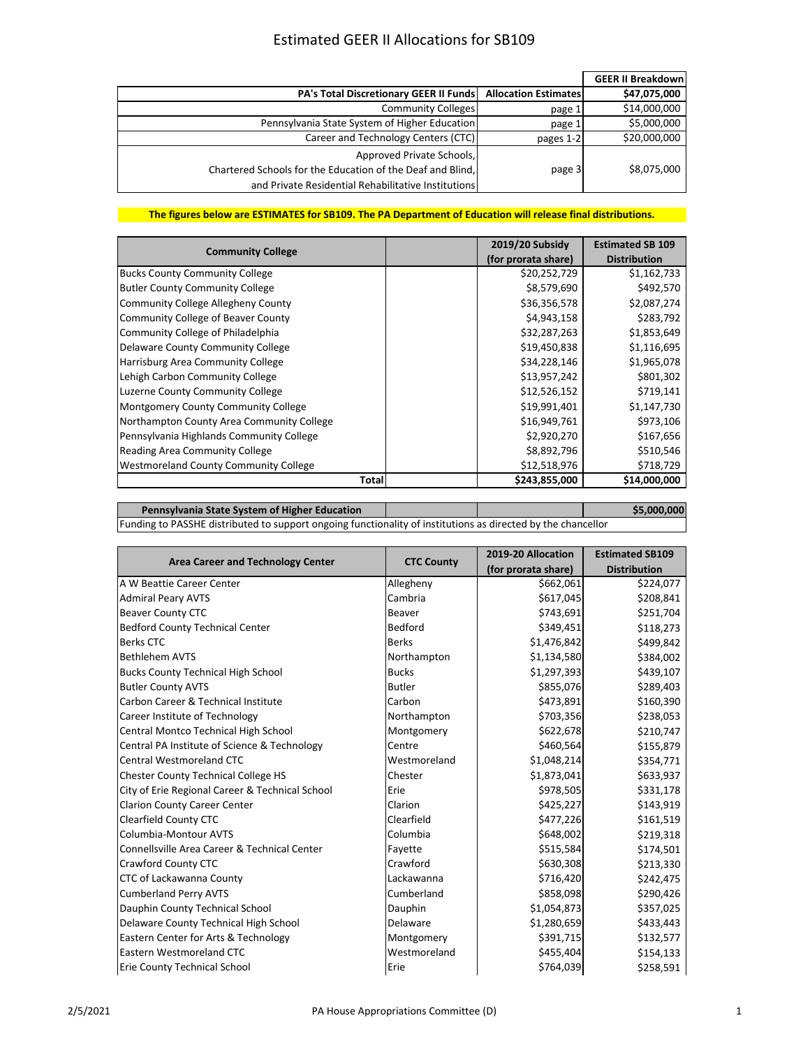# Estimated GEER II Allocations for SB109

| | | GEER II Breakdown |
|---|---|---|
| PA's Total Discretionary GEER II Funds | Allocation Estimates | $47,075,000 |
| Community Colleges | page 1 | $14,000,000 |
| Pennsylvania State System of Higher Education | page 1 | $5,000,000 |
| Career and Technology Centers (CTC) | pages 1-2 | $20,000,000 |
| Approved Private Schools, Chartered Schools for the Education of the Deaf and Blind, and Private Residential Rehabilitative Institutions | page 3 | $8,075,000 |

**The figures below are ESTIMATES for SB109. The PA Department of Education will release final distributions.**

| Community College | | 2019/20 Subsidy (for prorata share) | Estimated SB 109 Distribution |
|---|---|---|---|
| Bucks County Community College | | $20,252,729 | $1,162,733 |
| Butler County Community College | | $8,579,690 | $492,570 |
| Community College Allegheny County | | $36,356,578 | $2,087,274 |
| Community College of Beaver County | | $4,943,158 | $283,792 |
| Community College of Philadelphia | | $32,287,263 | $1,853,649 |
| Delaware County Community College | | $19,450,838 | $1,116,695 |
| Harrisburg Area Community College | | $34,228,146 | $1,965,078 |
| Lehigh Carbon Community College | | $13,957,242 | $801,302 |
| Luzerne County Community College | | $12,526,152 | $719,141 |
| Montgomery County Community College | | $19,991,401 | $1,147,730 |
| Northampton County Area Community College | | $16,949,761 | $973,106 |
| Pennsylvania Highlands Community College | | $2,920,270 | $167,656 |
| Reading Area Community College | | $8,892,796 | $510,546 |
| Westmoreland County Community College | | $12,518,976 | $718,729 |
| **Total** | | **$243,855,000** | **$14,000,000** |

| Pennsylvania State System of Higher Education | | | $5,000,000 |
|---|---|---|---|
| Funding to PASSHE distributed to support ongoing functionality of institutions as directed by the chancellor | | | |

| Area Career and Technology Center | CTC County | 2019-20 Allocation (for prorata share) | Estimated SB109 Distribution |
|---|---|---|---|
| A W Beattie Career Center | Allegheny | $662,061 | $224,077 |
| Admiral Peary AVTS | Cambria | $617,045 | $208,841 |
| Beaver County CTC | Beaver | $743,691 | $251,704 |
| Bedford County Technical Center | Bedford | $349,451 | $118,273 |
| Berks CTC | Berks | $1,476,842 | $499,842 |
| Bethlehem AVTS | Northampton | $1,134,580 | $384,002 |
| Bucks County Technical High School | Bucks | $1,297,393 | $439,107 |
| Butler County AVTS | Butler | $855,076 | $289,403 |
| Carbon Career & Technical Institute | Carbon | $473,891 | $160,390 |
| Career Institute of Technology | Northampton | $703,356 | $238,053 |
| Central Montco Technical High School | Montgomery | $622,678 | $210,747 |
| Central PA Institute of Science & Technology | Centre | $460,564 | $155,879 |
| Central Westmoreland CTC | Westmoreland | $1,048,214 | $354,771 |
| Chester County Technical College HS | Chester | $1,873,041 | $633,937 |
| City of Erie Regional Career & Technical School | Erie | $978,505 | $331,178 |
| Clarion County Career Center | Clarion | $425,227 | $143,919 |
| Clearfield County CTC | Clearfield | $477,226 | $161,519 |
| Columbia-Montour AVTS | Columbia | $648,002 | $219,318 |
| Connellsville Area Career & Technical Center | Fayette | $515,584 | $174,501 |
| Crawford County CTC | Crawford | $630,308 | $213,330 |
| CTC of Lackawanna County | Lackawanna | $716,420 | $242,475 |
| Cumberland Perry AVTS | Cumberland | $858,098 | $290,426 |
| Dauphin County Technical School | Dauphin | $1,054,873 | $357,025 |
| Delaware County Technical High School | Delaware | $1,280,659 | $433,443 |
| Eastern Center for Arts & Technology | Montgomery | $391,715 | $132,577 |
| Eastern Westmoreland CTC | Westmoreland | $455,404 | $154,133 |
| Erie County Technical School | Erie | $764,039 | $258,591 |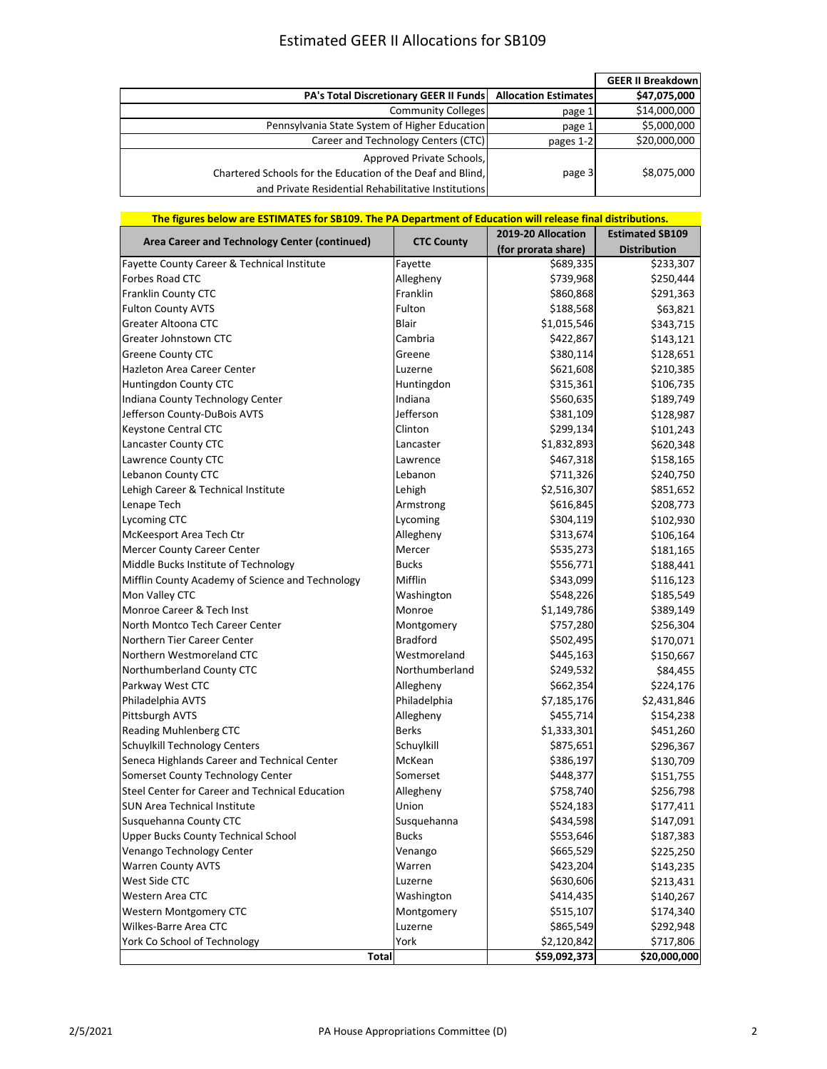# Estimated GEER II Allocations for SB109

| PA's Total Discretionary GEER II Funds | Allocation Estimates | GEER II Breakdown $47,075,000 |
|---|---|---|
| Community Colleges | page 1 | $14,000,000 |
| Pennsylvania State System of Higher Education | page 1 | $5,000,000 |
| Career and Technology Centers (CTC) | pages 1-2 | $20,000,000 |
| Approved Private Schools, Chartered Schools for the Education of the Deaf and Blind, and Private Residential Rehabilitative Institutions | page 3 | $8,075,000 |

**The figures below are ESTIMATES for SB109. The PA Department of Education will release final distributions.**

| Area Career and Technology Center (continued) | CTC County | 2019-20 Allocation (for prorata share) | Estimated SB109 Distribution |
|---|---|---|---|
| Fayette County Career & Technical Institute | Fayette | $689,335 | $233,307 |
| Forbes Road CTC | Allegheny | $739,968 | $250,444 |
| Franklin County CTC | Franklin | $860,868 | $291,363 |
| Fulton County AVTS | Fulton | $188,568 | $63,821 |
| Greater Altoona CTC | Blair | $1,015,546 | $343,715 |
| Greater Johnstown CTC | Cambria | $422,867 | $143,121 |
| Greene County CTC | Greene | $380,114 | $128,651 |
| Hazleton Area Career Center | Luzerne | $621,608 | $210,385 |
| Huntingdon County CTC | Huntingdon | $315,361 | $106,735 |
| Indiana County Technology Center | Indiana | $560,635 | $189,749 |
| Jefferson County-DuBois AVTS | Jefferson | $381,109 | $128,987 |
| Keystone Central CTC | Clinton | $299,134 | $101,243 |
| Lancaster County CTC | Lancaster | $1,832,893 | $620,348 |
| Lawrence County CTC | Lawrence | $467,318 | $158,165 |
| Lebanon County CTC | Lebanon | $711,326 | $240,750 |
| Lehigh Career & Technical Institute | Lehigh | $2,516,307 | $851,652 |
| Lenape Tech | Armstrong | $616,845 | $208,773 |
| Lycoming CTC | Lycoming | $304,119 | $102,930 |
| McKeesport Area Tech Ctr | Allegheny | $313,674 | $106,164 |
| Mercer County Career Center | Mercer | $535,273 | $181,165 |
| Middle Bucks Institute of Technology | Bucks | $556,771 | $188,441 |
| Mifflin County Academy of Science and Technology | Mifflin | $343,099 | $116,123 |
| Mon Valley CTC | Washington | $548,226 | $185,549 |
| Monroe Career & Tech Inst | Monroe | $1,149,786 | $389,149 |
| North Montco Tech Career Center | Montgomery | $757,280 | $256,304 |
| Northern Tier Career Center | Bradford | $502,495 | $170,071 |
| Northern Westmoreland CTC | Westmoreland | $445,163 | $150,667 |
| Northumberland County CTC | Northumberland | $249,532 | $84,455 |
| Parkway West CTC | Allegheny | $662,354 | $224,176 |
| Philadelphia AVTS | Philadelphia | $7,185,176 | $2,431,846 |
| Pittsburgh AVTS | Allegheny | $455,714 | $154,238 |
| Reading Muhlenberg CTC | Berks | $1,333,301 | $451,260 |
| Schuylkill Technology Centers | Schuylkill | $875,651 | $296,367 |
| Seneca Highlands Career and Technical Center | McKean | $386,197 | $130,709 |
| Somerset County Technology Center | Somerset | $448,377 | $151,755 |
| Steel Center for Career and Technical Education | Allegheny | $758,740 | $256,798 |
| SUN Area Technical Institute | Union | $524,183 | $177,411 |
| Susquehanna County CTC | Susquehanna | $434,598 | $147,091 |
| Upper Bucks County Technical School | Bucks | $553,646 | $187,383 |
| Venango Technology Center | Venango | $665,529 | $225,250 |
| Warren County AVTS | Warren | $423,204 | $143,235 |
| West Side CTC | Luzerne | $630,606 | $213,431 |
| Western Area CTC | Washington | $414,435 | $140,267 |
| Western Montgomery CTC | Montgomery | $515,107 | $174,340 |
| Wilkes-Barre Area CTC | Luzerne | $865,549 | $292,948 |
| York Co School of Technology | York | $2,120,842 | $717,806 |
| **Total** | | **$59,092,373** | **$20,000,000** |

2/5/2021 PA House Appropriations Committee (D)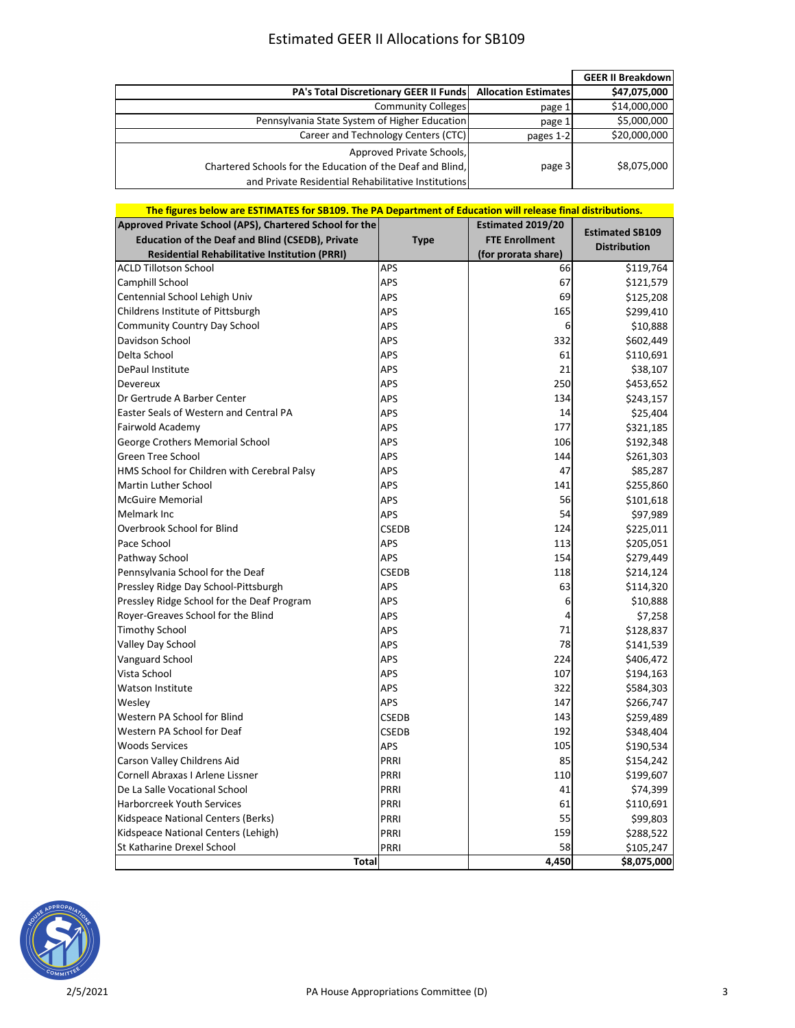# Estimated GEER II Allocations for SB109

| | | GEER II Breakdown |
|---|---|---|
| PA's Total Discretionary GEER II Funds | Allocation Estimates | $47,075,000 |
| Community Colleges | page 1 | $14,000,000 |
| Pennsylvania State System of Higher Education | page 1 | $5,000,000 |
| Career and Technology Centers (CTC) | pages 1-2 | $20,000,000 |
| Approved Private Schools, Chartered Schools for the Education of the Deaf and Blind, and Private Residential Rehabilitative Institutions | page 3 | $8,075,000 |

**The figures below are ESTIMATES for SB109. The PA Department of Education will release final distributions.**

| Approved Private School (APS), Chartered School for the Education of the Deaf and Blind (CSEDB), Private Residential Rehabilitative Institution (PRRI) | Type | Estimated 2019/20 FTE Enrollment (for prorata share) | Estimated SB109 Distribution |
|---|---|---|---|
| ACLD Tillotson School | APS | 66 | $119,764 |
| Camphill School | APS | 67 | $121,579 |
| Centennial School Lehigh Univ | APS | 69 | $125,208 |
| Childrens Institute of Pittsburgh | APS | 165 | $299,410 |
| Community Country Day School | APS | 6 | $10,888 |
| Davidson School | APS | 332 | $602,449 |
| Delta School | APS | 61 | $110,691 |
| DePaul Institute | APS | 21 | $38,107 |
| Devereux | APS | 250 | $453,652 |
| Dr Gertrude A Barber Center | APS | 134 | $243,157 |
| Easter Seals of Western and Central PA | APS | 14 | $25,404 |
| Fairwold Academy | APS | 177 | $321,185 |
| George Crothers Memorial School | APS | 106 | $192,348 |
| Green Tree School | APS | 144 | $261,303 |
| HMS School for Children with Cerebral Palsy | APS | 47 | $85,287 |
| Martin Luther School | APS | 141 | $255,860 |
| McGuire Memorial | APS | 56 | $101,618 |
| Melmark Inc | APS | 54 | $97,989 |
| Overbrook School for Blind | CSEDB | 124 | $225,011 |
| Pace School | APS | 113 | $205,051 |
| Pathway School | APS | 154 | $279,449 |
| Pennsylvania School for the Deaf | CSEDB | 118 | $214,124 |
| Pressley Ridge Day School-Pittsburgh | APS | 63 | $114,320 |
| Pressley Ridge School for the Deaf Program | APS | 6 | $10,888 |
| Royer-Greaves School for the Blind | APS | 4 | $7,258 |
| Timothy School | APS | 71 | $128,837 |
| Valley Day School | APS | 78 | $141,539 |
| Vanguard School | APS | 224 | $406,472 |
| Vista School | APS | 107 | $194,163 |
| Watson Institute | APS | 322 | $584,303 |
| Wesley | APS | 147 | $266,747 |
| Western PA School for Blind | CSEDB | 143 | $259,489 |
| Western PA School for Deaf | CSEDB | 192 | $348,404 |
| Woods Services | APS | 105 | $190,534 |
| Carson Valley Childrens Aid | PRRI | 85 | $154,242 |
| Cornell Abraxas I Arlene Lissner | PRRI | 110 | $199,607 |
| De La Salle Vocational School | PRRI | 41 | $74,399 |
| Harborcreek Youth Services | PRRI | 61 | $110,691 |
| Kidspeace National Centers (Berks) | PRRI | 55 | $99,803 |
| Kidspeace National Centers (Lehigh) | PRRI | 159 | $288,522 |
| St Katharine Drexel School | PRRI | 58 | $105,247 |
| **Total** | | **4,450** | **$8,075,000** |

2/5/2021 PA House Appropriations Committee (D)